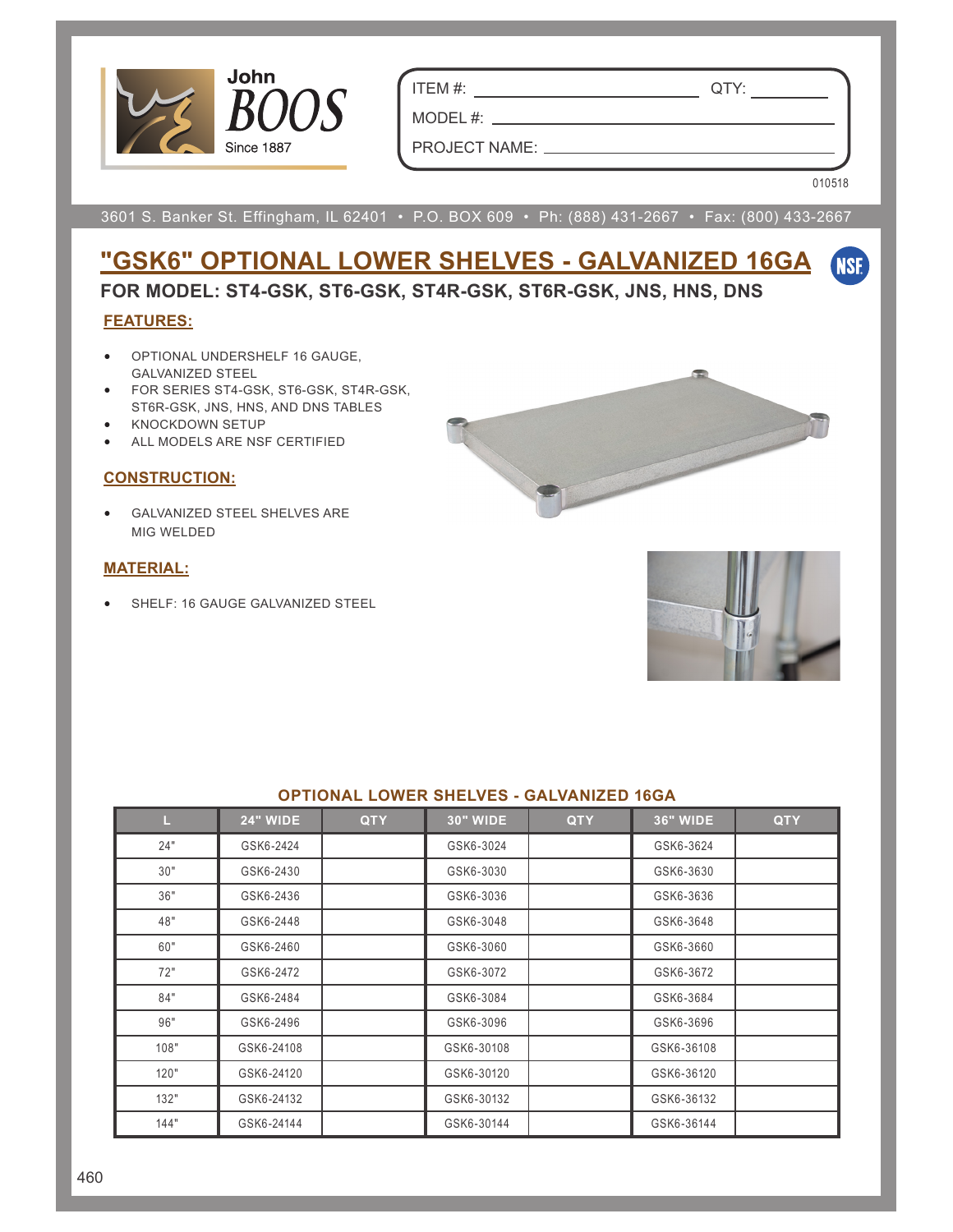John BOOS
Since 1887

ITEM #: ______________________ QTY: ________

MODEL #: ______________________

PROJECT NAME: ______________________

010518

3601 S. Banker St. Effingham, IL 62401 • P.O. BOX 609 • Ph: (888) 431-2667 • Fax: (800) 433-2667

# "GSK6" OPTIONAL LOWER SHELVES - GALVANIZED 16GA

## FOR MODEL: ST4-GSK, ST6-GSK, ST4R-GSK, ST6R-GSK, JNS, HNS, DNS

### FEATURES:

- OPTIONAL UNDERSHELF 16 GAUGE, GALVANIZED STEEL
- FOR SERIES ST4-GSK, ST6-GSK, ST4R-GSK, ST6R-GSK, JNS, HNS, AND DNS TABLES
- KNOCKDOWN SETUP
- ALL MODELS ARE NSF CERTIFIED

### CONSTRUCTION:

- GALVANIZED STEEL SHELVES ARE MIG WELDED

### MATERIAL:

- SHELF: 16 GAUGE GALVANIZED STEEL

**OPTIONAL LOWER SHELVES - GALVANIZED 16GA**

| L | 24" WIDE | QTY | 30" WIDE | QTY | 36" WIDE | QTY |
|---|---|---|---|---|---|---|
| 24" | GSK6-2424 | | GSK6-3024 | | GSK6-3624 | |
| 30" | GSK6-2430 | | GSK6-3030 | | GSK6-3630 | |
| 36" | GSK6-2436 | | GSK6-3036 | | GSK6-3636 | |
| 48" | GSK6-2448 | | GSK6-3048 | | GSK6-3648 | |
| 60" | GSK6-2460 | | GSK6-3060 | | GSK6-3660 | |
| 72" | GSK6-2472 | | GSK6-3072 | | GSK6-3672 | |
| 84" | GSK6-2484 | | GSK6-3084 | | GSK6-3684 | |
| 96" | GSK6-2496 | | GSK6-3096 | | GSK6-3696 | |
| 108" | GSK6-24108 | | GSK6-30108 | | GSK6-36108 | |
| 120" | GSK6-24120 | | GSK6-30120 | | GSK6-36120 | |
| 132" | GSK6-24132 | | GSK6-30132 | | GSK6-36132 | |
| 144" | GSK6-24144 | | GSK6-30144 | | GSK6-36144 | |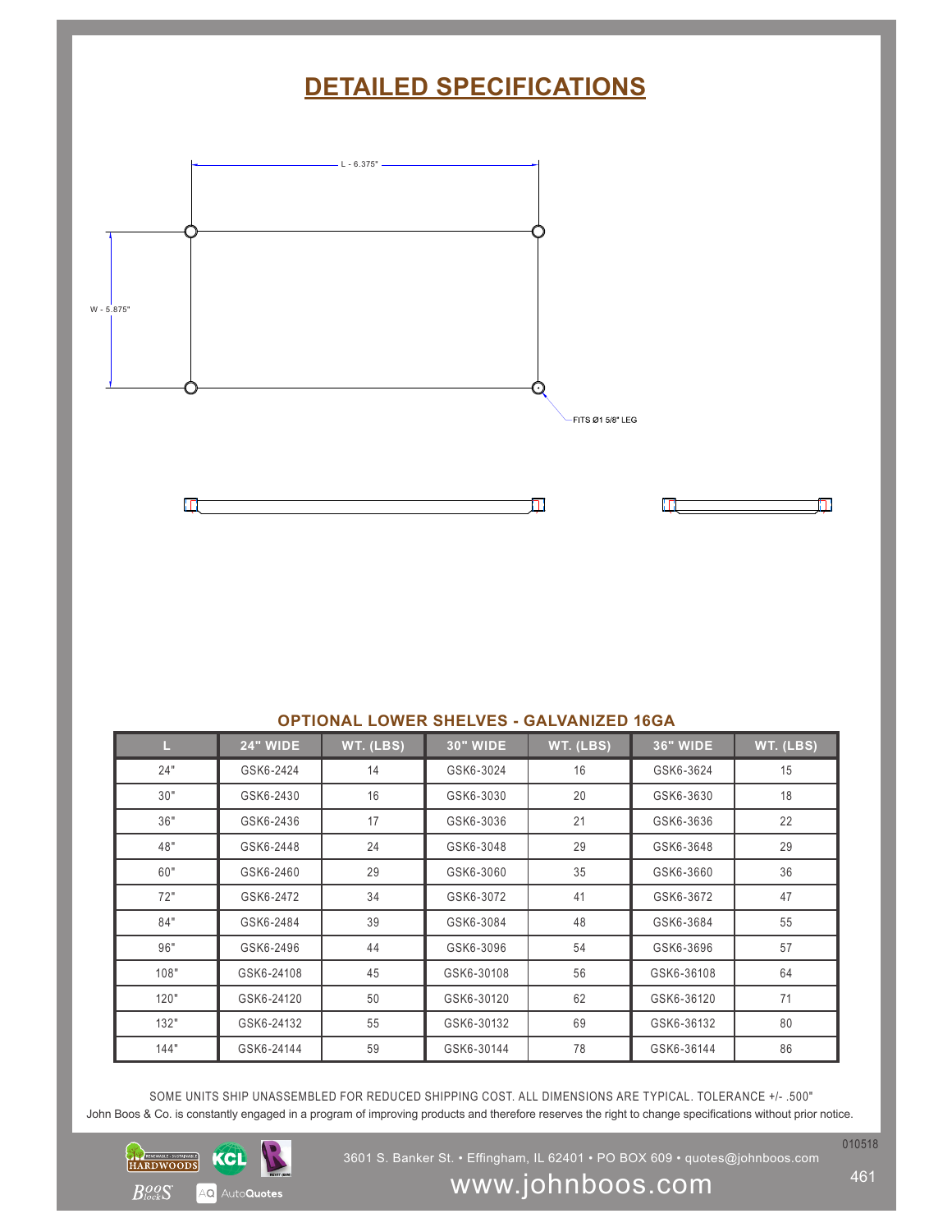# DETAILED SPECIFICATIONS

L - 6.375"

W - 5.875"

FITS Ø1 5/8" LEG

## OPTIONAL LOWER SHELVES - GALVANIZED 16GA

| L | 24" WIDE | WT. (LBS) | 30" WIDE | WT. (LBS) | 36" WIDE | WT. (LBS) |
|---|---|---|---|---|---|---|
| 24" | GSK6-2424 | 14 | GSK6-3024 | 16 | GSK6-3624 | 15 |
| 30" | GSK6-2430 | 16 | GSK6-3030 | 20 | GSK6-3630 | 18 |
| 36" | GSK6-2436 | 17 | GSK6-3036 | 21 | GSK6-3636 | 22 |
| 48" | GSK6-2448 | 24 | GSK6-3048 | 29 | GSK6-3648 | 29 |
| 60" | GSK6-2460 | 29 | GSK6-3060 | 35 | GSK6-3660 | 36 |
| 72" | GSK6-2472 | 34 | GSK6-3072 | 41 | GSK6-3672 | 47 |
| 84" | GSK6-2484 | 39 | GSK6-3084 | 48 | GSK6-3684 | 55 |
| 96" | GSK6-2496 | 44 | GSK6-3096 | 54 | GSK6-3696 | 57 |
| 108" | GSK6-24108 | 45 | GSK6-30108 | 56 | GSK6-36108 | 64 |
| 120" | GSK6-24120 | 50 | GSK6-30120 | 62 | GSK6-36120 | 71 |
| 132" | GSK6-24132 | 55 | GSK6-30132 | 69 | GSK6-36132 | 80 |
| 144" | GSK6-24144 | 59 | GSK6-30144 | 78 | GSK6-36144 | 86 |

SOME UNITS SHIP UNASSEMBLED FOR REDUCED SHIPPING COST. ALL DIMENSIONS ARE TYPICAL. TOLERANCE +/- .500"

John Boos & Co. is constantly engaged in a program of improving products and therefore reserves the right to change specifications without prior notice.

010518

3601 S. Banker St. • Effingham, IL 62401 • PO BOX 609 • quotes@johnboos.com

www.johnboos.com